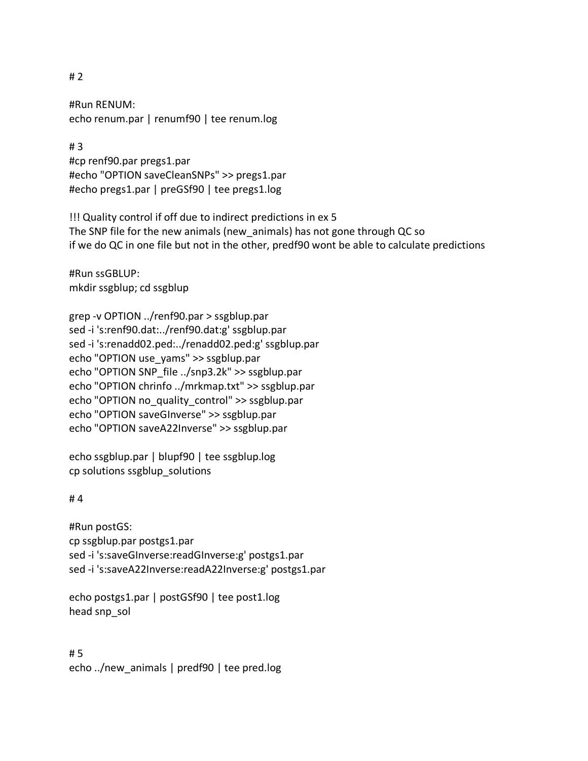# 2

#Run RENUM:
```
echo renum.par | renumf90 | tee renum.log
```

# 3

```
#cp renf90.par pregs1.par
#echo "OPTION saveCleanSNPs" >> pregs1.par
#echo pregs1.par | preGSf90 | tee pregs1.log
```

!!! Quality control if off due to indirect predictions in ex 5
The SNP file for the new animals (new_animals) has not gone through QC so
if we do QC in one file but not in the other, predf90 wont be able to calculate predictions

#Run ssGBLUP:
```
mkdir ssgblup; cd ssgblup

grep -v OPTION ../renf90.par > ssgblup.par
sed -i 's:renf90.dat:../renf90.dat:g' ssgblup.par
sed -i 's:renadd02.ped:../renadd02.ped:g' ssgblup.par
echo "OPTION use_yams" >> ssgblup.par
echo "OPTION SNP_file ../snp3.2k" >> ssgblup.par
echo "OPTION chrinfo ../mrkmap.txt" >> ssgblup.par
echo "OPTION no_quality_control" >> ssgblup.par
echo "OPTION saveGInverse" >> ssgblup.par
echo "OPTION saveA22Inverse" >> ssgblup.par

echo ssgblup.par | blupf90 | tee ssgblup.log
cp solutions ssgblup_solutions
```

# 4

#Run postGS:
```
cp ssgblup.par postgs1.par
sed -i 's:saveGInverse:readGInverse:g' postgs1.par
sed -i 's:saveA22Inverse:readA22Inverse:g' postgs1.par

echo postgs1.par | postGSf90 | tee post1.log
head snp_sol
```

# 5

```
echo ../new_animals | predf90 | tee pred.log
```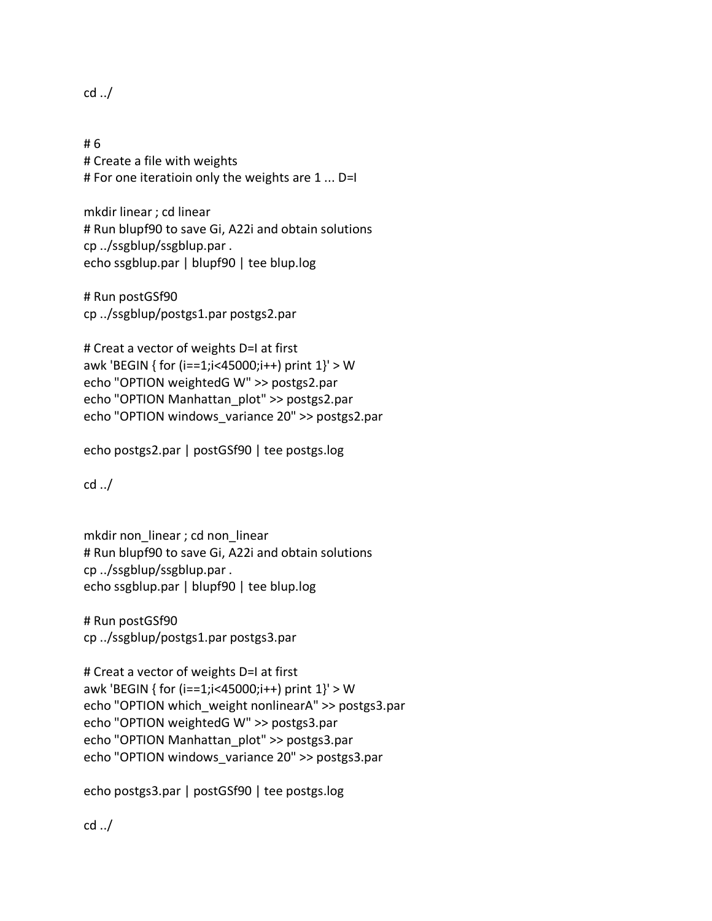```
cd ../


# 6
# Create a file with weights
# For one iteratioin only the weights are 1 ... D=I

mkdir linear ; cd linear
# Run blupf90 to save Gi, A22i and obtain solutions
cp ../ssgblup/ssgblup.par .
echo ssgblup.par | blupf90 | tee blup.log

# Run postGSf90
cp ../ssgblup/postgs1.par postgs2.par

# Creat a vector of weights D=I at first
awk 'BEGIN { for (i==1;i<45000;i++) print 1}' > W
echo "OPTION weightedG W" >> postgs2.par
echo "OPTION Manhattan_plot" >> postgs2.par
echo "OPTION windows_variance 20" >> postgs2.par

echo postgs2.par | postGSf90 | tee postgs.log

cd ../


mkdir non_linear ; cd non_linear
# Run blupf90 to save Gi, A22i and obtain solutions
cp ../ssgblup/ssgblup.par .
echo ssgblup.par | blupf90 | tee blup.log

# Run postGSf90
cp ../ssgblup/postgs1.par postgs3.par

# Creat a vector of weights D=I at first
awk 'BEGIN { for (i==1;i<45000;i++) print 1}' > W
echo "OPTION which_weight nonlinearA" >> postgs3.par
echo "OPTION weightedG W" >> postgs3.par
echo "OPTION Manhattan_plot" >> postgs3.par
echo "OPTION windows_variance 20" >> postgs3.par

echo postgs3.par | postGSf90 | tee postgs.log

cd ../
```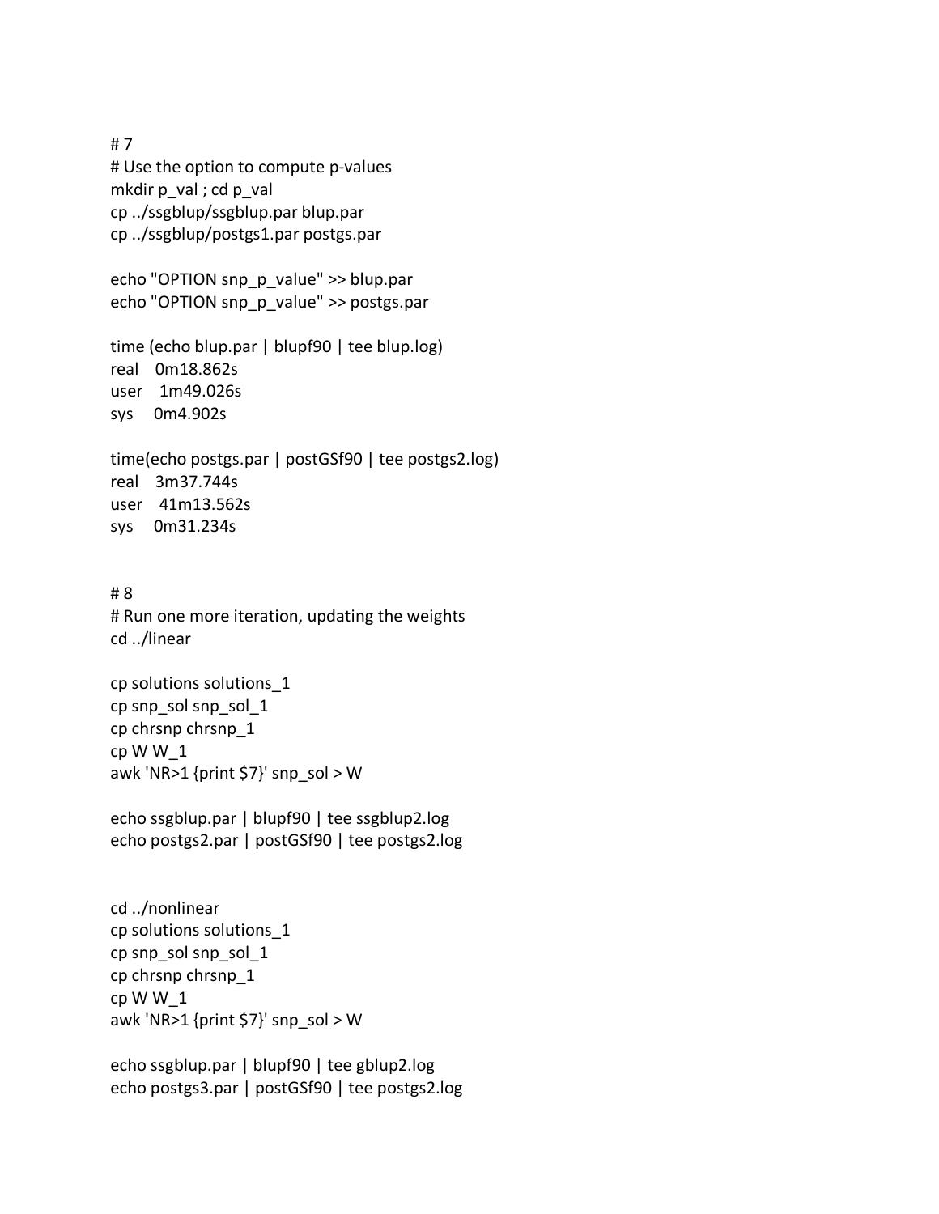```
# 7
# Use the option to compute p-values
mkdir p_val ; cd p_val
cp ../ssgblup/ssgblup.par blup.par
cp ../ssgblup/postgs1.par postgs.par

echo "OPTION snp_p_value" >> blup.par
echo "OPTION snp_p_value" >> postgs.par

time (echo blup.par | blupf90 | tee blup.log)
real    0m18.862s
user    1m49.026s
sys     0m4.902s

time(echo postgs.par | postGSf90 | tee postgs2.log)
real    3m37.744s
user    41m13.562s
sys     0m31.234s


# 8
# Run one more iteration, updating the weights
cd ../linear

cp solutions solutions_1
cp snp_sol snp_sol_1
cp chrsnp chrsnp_1
cp W W_1
awk 'NR>1 {print $7}' snp_sol > W

echo ssgblup.par | blupf90 | tee ssgblup2.log
echo postgs2.par | postGSf90 | tee postgs2.log


cd ../nonlinear
cp solutions solutions_1
cp snp_sol snp_sol_1
cp chrsnp chrsnp_1
cp W W_1
awk 'NR>1 {print $7}' snp_sol > W

echo ssgblup.par | blupf90 | tee gblup2.log
echo postgs3.par | postGSf90 | tee postgs2.log
```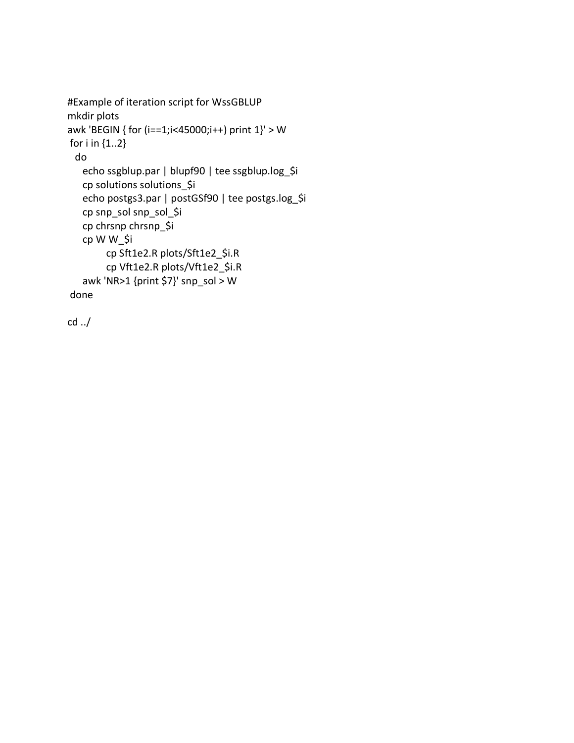```
#Example of iteration script for WssGBLUP
mkdir plots
awk 'BEGIN { for (i==1;i<45000;i++) print 1}' > W
 for i in {1..2}
   do
     echo ssgblup.par | blupf90 | tee ssgblup.log_$i
     cp solutions solutions_$i
     echo postgs3.par | postGSf90 | tee postgs.log_$i
     cp snp_sol snp_sol_$i
     cp chrsnp chrsnp_$i
     cp W W_$i
            cp Sft1e2.R plots/Sft1e2_$i.R
            cp Vft1e2.R plots/Vft1e2_$i.R
     awk 'NR>1 {print $7}' snp_sol > W
 done

cd ../
```